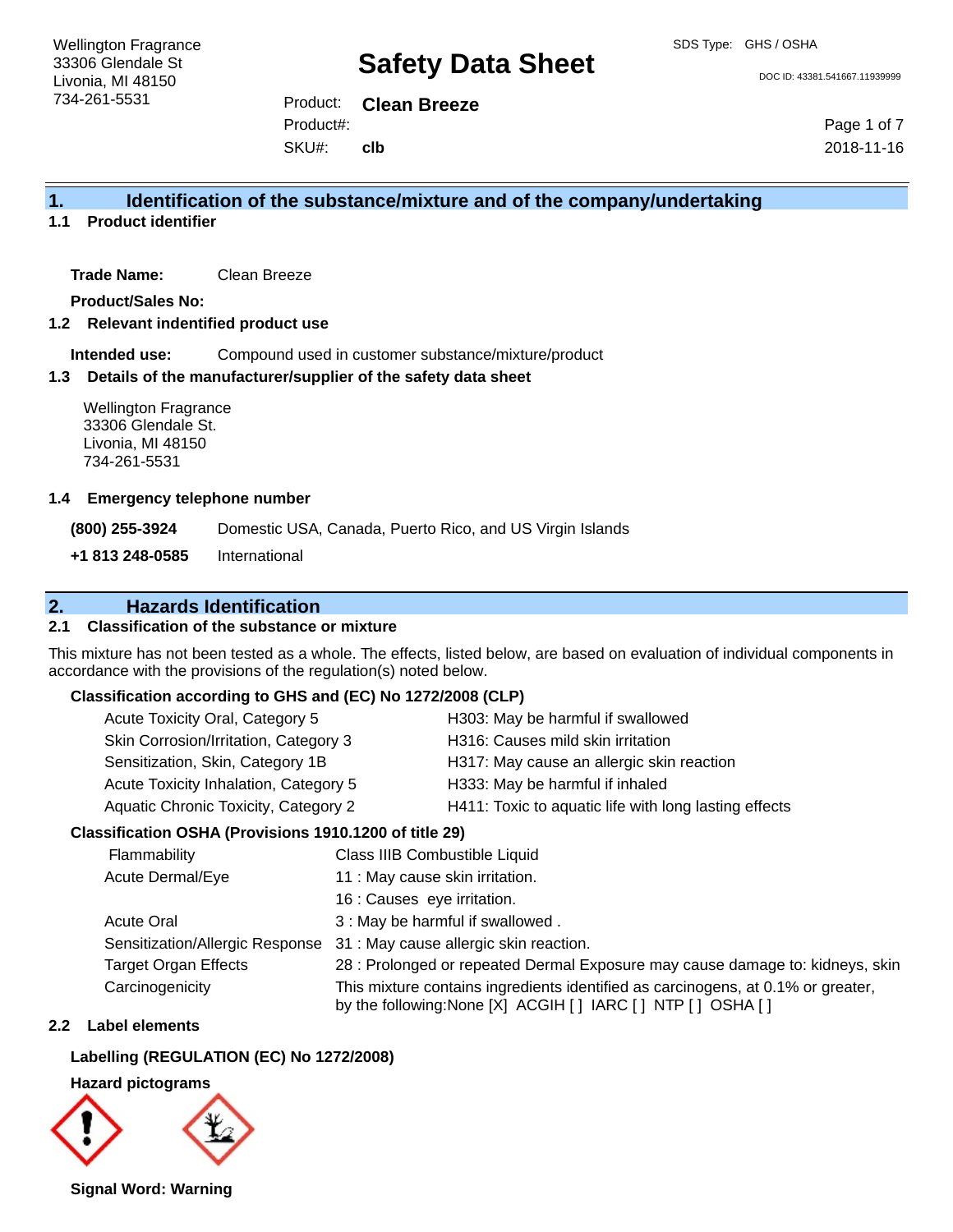Wellington Fragrance
33306 Glendale St
Livonia, MI 48150
734-261-5531

# Safety Data Sheet

SDS Type: GHS / OSHA

DOC ID: 43381.541667.11939999

Product: **Clean Breeze**
Product#:
SKU#: **clb**

2018-11-16

## 1. Identification of the substance/mixture and of the company/undertaking

### 1.1 Product identifier

**Trade Name:** Clean Breeze

**Product/Sales No:**

### 1.2 Relevant indentified product use

**Intended use:** Compound used in customer substance/mixture/product

### 1.3 Details of the manufacturer/supplier of the safety data sheet

Wellington Fragrance
33306 Glendale St.
Livonia, MI 48150
734-261-5531

### 1.4 Emergency telephone number

**(800) 255-3924** Domestic USA, Canada, Puerto Rico, and US Virgin Islands

**+1 813 248-0585** International

## 2. Hazards Identification

### 2.1 Classification of the substance or mixture

This mixture has not been tested as a whole. The effects, listed below, are based on evaluation of individual components in accordance with the provisions of the regulation(s) noted below.

**Classification according to GHS and (EC) No 1272/2008 (CLP)**

| Classification | Hazard Statement |
|---|---|
| Acute Toxicity Oral, Category 5 | H303: May be harmful if swallowed |
| Skin Corrosion/Irritation, Category 3 | H316: Causes mild skin irritation |
| Sensitization, Skin, Category 1B | H317: May cause an allergic skin reaction |
| Acute Toxicity Inhalation, Category 5 | H333: May be harmful if inhaled |
| Aquatic Chronic Toxicity, Category 2 | H411: Toxic to aquatic life with long lasting effects |

**Classification OSHA (Provisions 1910.1200 of title 29)**

| Category | Classification |
|---|---|
| Flammability | Class IIIB Combustible Liquid |
| Acute Dermal/Eye | 11 : May cause skin irritation. |
| | 16 : Causes eye irritation. |
| Acute Oral | 3 : May be harmful if swallowed . |
| Sensitization/Allergic Response | 31 : May cause allergic skin reaction. |
| Target Organ Effects | 28 : Prolonged or repeated Dermal Exposure may cause damage to: kidneys, skin |
| Carcinogenicity | This mixture contains ingredients identified as carcinogens, at 0.1% or greater, by the following:None [X] ACGIH [ ] IARC [ ] NTP [ ] OSHA [ ] |

### 2.2 Label elements

**Labelling (REGULATION (EC) No 1272/2008)**

**Hazard pictograms**

**Signal Word: Warning**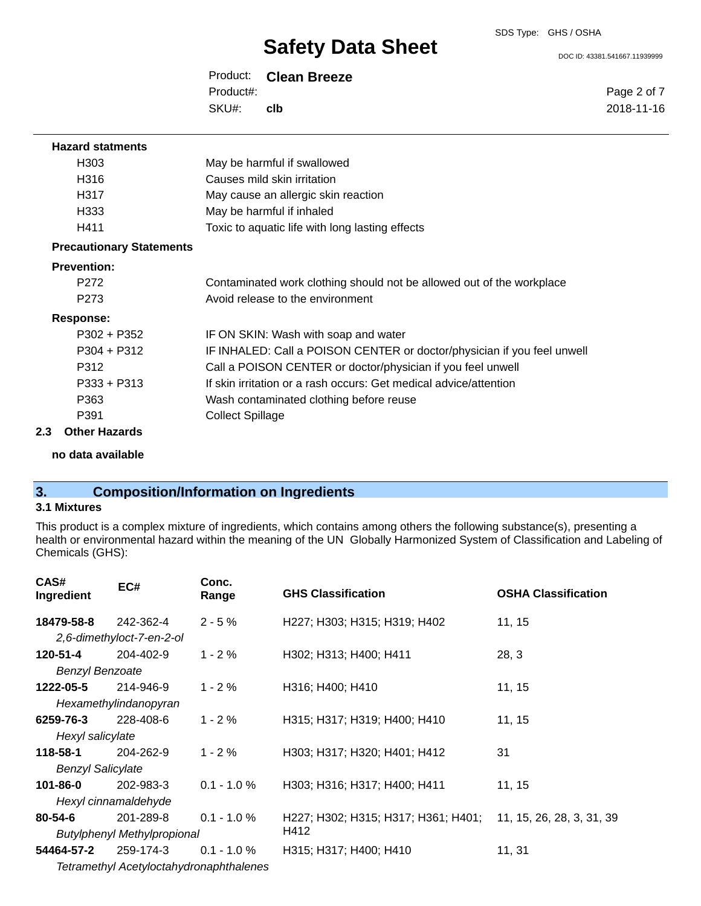**Hazard statments**

| | |
|---|---|
| H303 | May be harmful if swallowed |
| H316 | Causes mild skin irritation |
| H317 | May cause an allergic skin reaction |
| H333 | May be harmful if inhaled |
| H411 | Toxic to aquatic life with long lasting effects |

**Precautionary Statements**

**Prevention:**

| | |
|---|---|
| P272 | Contaminated work clothing should not be allowed out of the workplace |
| P273 | Avoid release to the environment |

**Response:**

| | |
|---|---|
| P302 + P352 | IF ON SKIN: Wash with soap and water |
| P304 + P312 | IF INHALED: Call a POISON CENTER or doctor/physician if you feel unwell |
| P312 | Call a POISON CENTER or doctor/physician if you feel unwell |
| P333 + P313 | If skin irritation or a rash occurs: Get medical advice/attention |
| P363 | Wash contaminated clothing before reuse |
| P391 | Collect Spillage |

**2.3 Other Hazards**

**no data available**

## 3. Composition/Information on Ingredients

### 3.1 Mixtures

This product is a complex mixture of ingredients, which contains among others the following substance(s), presenting a health or environmental hazard within the meaning of the UN Globally Harmonized System of Classification and Labeling of Chemicals (GHS):

| CAS# Ingredient | EC# | Conc. Range | GHS Classification | OSHA Classification |
|---|---|---|---|---|
| **18479-58-8** *2,6-dimethyloct-7-en-2-ol* | 242-362-4 | 2 - 5 % | H227; H303; H315; H319; H402 | 11, 15 |
| **120-51-4** *Benzyl Benzoate* | 204-402-9 | 1 - 2 % | H302; H313; H400; H411 | 28, 3 |
| **1222-05-5** *Hexamethylindanopyran* | 214-946-9 | 1 - 2 % | H316; H400; H410 | 11, 15 |
| **6259-76-3** *Hexyl salicylate* | 228-408-6 | 1 - 2 % | H315; H317; H319; H400; H410 | 11, 15 |
| **118-58-1** *Benzyl Salicylate* | 204-262-9 | 1 - 2 % | H303; H317; H320; H401; H412 | 31 |
| **101-86-0** *Hexyl cinnamaldehyde* | 202-983-3 | 0.1 - 1.0 % | H303; H316; H317; H400; H411 | 11, 15 |
| **80-54-6** *Butylphenyl Methylpropional* | 201-289-8 | 0.1 - 1.0 % | H227; H302; H315; H317; H361; H401; H412 | 11, 15, 26, 28, 3, 31, 39 |
| **54464-57-2** *Tetramethyl Acetyloctahydronaphthalenes* | 259-174-3 | 0.1 - 1.0 % | H315; H317; H400; H410 | 11, 31 |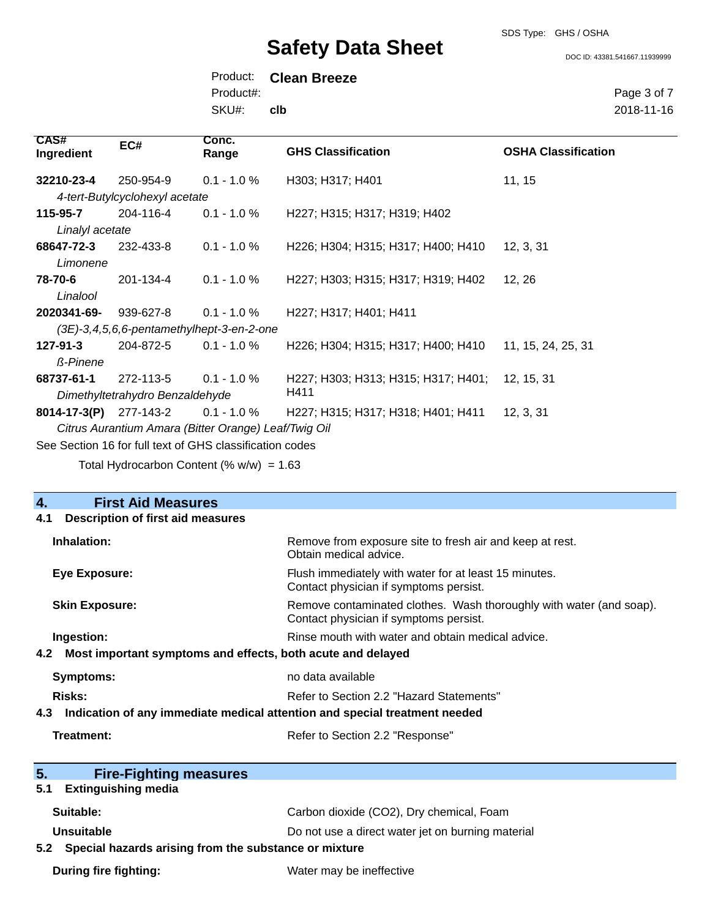| CAS# Ingredient | EC# | Conc. Range | GHS Classification | OSHA Classification |
|---|---|---|---|---|
| **32210-23-4** | 250-954-9 | 0.1 - 1.0 % | H303; H317; H401 | 11, 15 |
| *4-tert-Butylcyclohexyl acetate* | | | | |
| **115-95-7** | 204-116-4 | 0.1 - 1.0 % | H227; H315; H317; H319; H402 | |
| *Linalyl acetate* | | | | |
| **68647-72-3** | 232-433-8 | 0.1 - 1.0 % | H226; H304; H315; H317; H400; H410 | 12, 3, 31 |
| *Limonene* | | | | |
| **78-70-6** | 201-134-4 | 0.1 - 1.0 % | H227; H303; H315; H317; H319; H402 | 12, 26 |
| *Linalool* | | | | |
| **2020341-69-** | 939-627-8 | 0.1 - 1.0 % | H227; H317; H401; H411 | |
| *(3E)-3,4,5,6,6-pentamethylhept-3-en-2-one* | | | | |
| **127-91-3** | 204-872-5 | 0.1 - 1.0 % | H226; H304; H315; H317; H400; H410 | 11, 15, 24, 25, 31 |
| *ß-Pinene* | | | | |
| **68737-61-1** | 272-113-5 | 0.1 - 1.0 % | H227; H303; H313; H315; H317; H401; H411 | 12, 15, 31 |
| *Dimethyltetrahydro Benzaldehyde* | | | | |
| **8014-17-3(P)** | 277-143-2 | 0.1 - 1.0 % | H227; H315; H317; H318; H401; H411 | 12, 3, 31 |
| *Citrus Aurantium Amara (Bitter Orange) Leaf/Twig Oil* | | | | |

See Section 16 for full text of GHS classification codes

Total Hydrocarbon Content (% w/w) = 1.63

## 4. First Aid Measures

### 4.1 Description of first aid measures

**Inhalation:** Remove from exposure site to fresh air and keep at rest. Obtain medical advice.

**Eye Exposure:** Flush immediately with water for at least 15 minutes. Contact physician if symptoms persist.

**Skin Exposure:** Remove contaminated clothes. Wash thoroughly with water (and soap). Contact physician if symptoms persist.

**Ingestion:** Rinse mouth with water and obtain medical advice.

### 4.2 Most important symptoms and effects, both acute and delayed

**Symptoms:** no data available

**Risks:** Refer to Section 2.2 "Hazard Statements"

### 4.3 Indication of any immediate medical attention and special treatment needed

**Treatment:** Refer to Section 2.2 "Response"

## 5. Fire-Fighting measures

### 5.1 Extinguishing media

**Suitable:** Carbon dioxide (CO2), Dry chemical, Foam

**Unsuitable** Do not use a direct water jet on burning material

### 5.2 Special hazards arising from the substance or mixture

**During fire fighting:** Water may be ineffective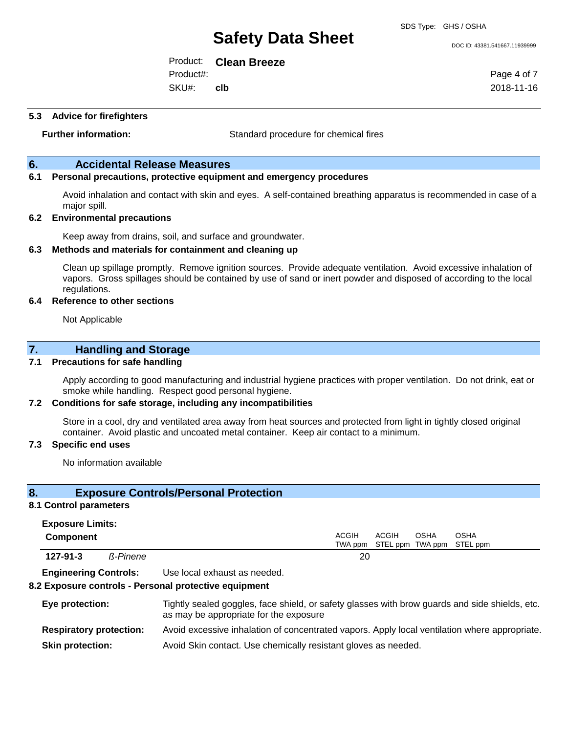### 5.3 Advice for firefighters

**Further information:** Standard procedure for chemical fires

## 6. Accidental Release Measures

### 6.1 Personal precautions, protective equipment and emergency procedures

Avoid inhalation and contact with skin and eyes. A self-contained breathing apparatus is recommended in case of a major spill.

### 6.2 Environmental precautions

Keep away from drains, soil, and surface and groundwater.

### 6.3 Methods and materials for containment and cleaning up

Clean up spillage promptly. Remove ignition sources. Provide adequate ventilation. Avoid excessive inhalation of vapors. Gross spillages should be contained by use of sand or inert powder and disposed of according to the local regulations.

### 6.4 Reference to other sections

Not Applicable

## 7. Handling and Storage

### 7.1 Precautions for safe handling

Apply according to good manufacturing and industrial hygiene practices with proper ventilation. Do not drink, eat or smoke while handling. Respect good personal hygiene.

### 7.2 Conditions for safe storage, including any incompatibilities

Store in a cool, dry and ventilated area away from heat sources and protected from light in tightly closed original container. Avoid plastic and uncoated metal container. Keep air contact to a minimum.

### 7.3 Specific end uses

No information available

## 8. Exposure Controls/Personal Protection

### 8.1 Control parameters

**Exposure Limits:**

| Component | | ACGIH TWA ppm | ACGIH STEL ppm | OSHA TWA ppm | OSHA STEL ppm |
|---|---|---|---|---|---|
| **127-91-3** | *ß-Pinene* | 20 | | | |

**Engineering Controls:** Use local exhaust as needed.

### 8.2 Exposure controls - Personal protective equipment

**Eye protection:** Tightly sealed goggles, face shield, or safety glasses with brow guards and side shields, etc. as may be appropriate for the exposure

**Respiratory protection:** Avoid excessive inhalation of concentrated vapors. Apply local ventilation where appropriate.

**Skin protection:** Avoid Skin contact. Use chemically resistant gloves as needed.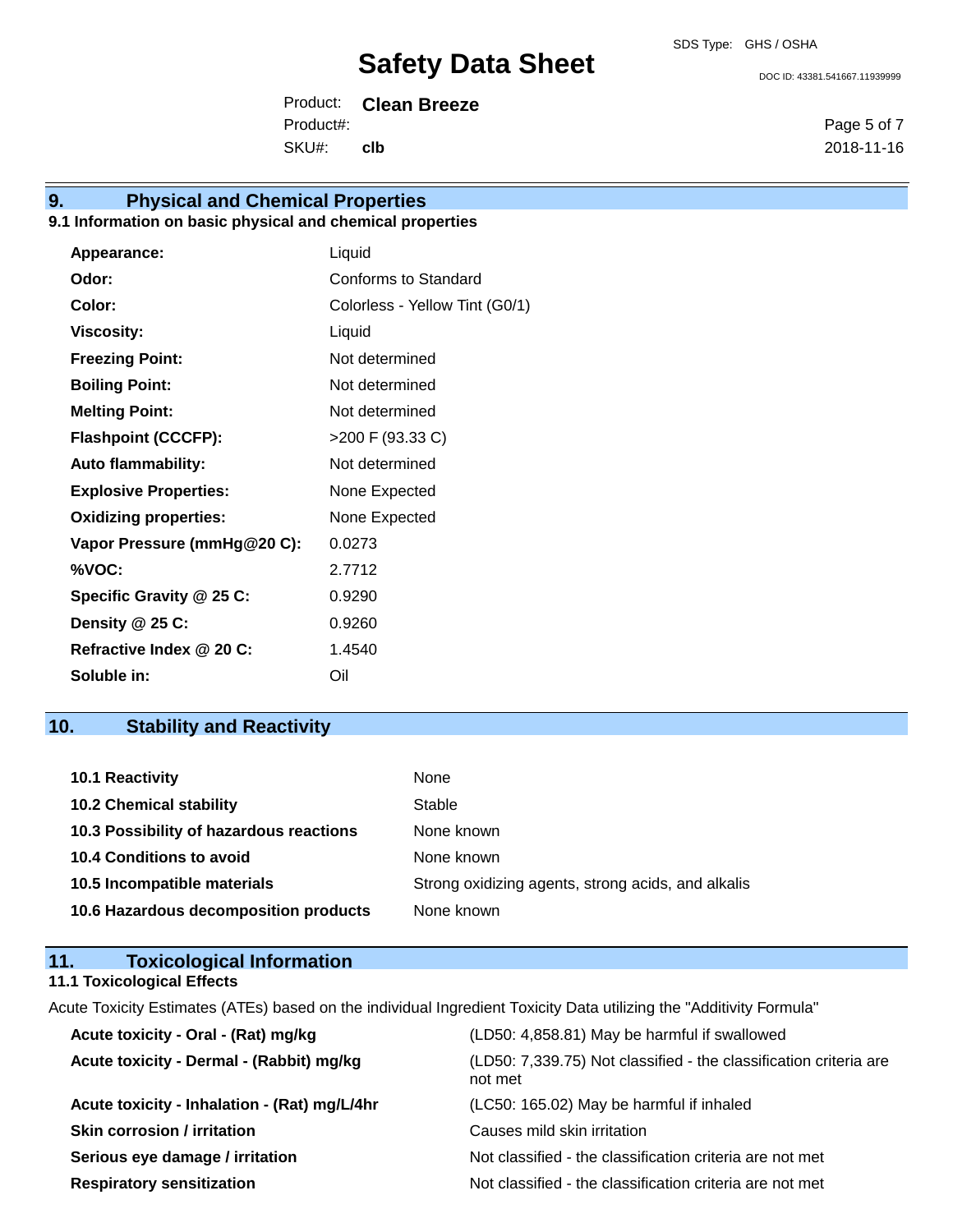## 9. Physical and Chemical Properties

### 9.1 Information on basic physical and chemical properties

| | |
|---|---|
| **Appearance:** | Liquid |
| **Odor:** | Conforms to Standard |
| **Color:** | Colorless - Yellow Tint (G0/1) |
| **Viscosity:** | Liquid |
| **Freezing Point:** | Not determined |
| **Boiling Point:** | Not determined |
| **Melting Point:** | Not determined |
| **Flashpoint (CCCFP):** | >200 F (93.33 C) |
| **Auto flammability:** | Not determined |
| **Explosive Properties:** | None Expected |
| **Oxidizing properties:** | None Expected |
| **Vapor Pressure (mmHg@20 C):** | 0.0273 |
| **%VOC:** | 2.7712 |
| **Specific Gravity @ 25 C:** | 0.9290 |
| **Density @ 25 C:** | 0.9260 |
| **Refractive Index @ 20 C:** | 1.4540 |
| **Soluble in:** | Oil |

## 10. Stability and Reactivity

| | |
|---|---|
| **10.1 Reactivity** | None |
| **10.2 Chemical stability** | Stable |
| **10.3 Possibility of hazardous reactions** | None known |
| **10.4 Conditions to avoid** | None known |
| **10.5 Incompatible materials** | Strong oxidizing agents, strong acids, and alkalis |
| **10.6 Hazardous decomposition products** | None known |

## 11. Toxicological Information

### 11.1 Toxicological Effects

Acute Toxicity Estimates (ATEs) based on the individual Ingredient Toxicity Data utilizing the "Additivity Formula"

| | |
|---|---|
| **Acute toxicity - Oral - (Rat) mg/kg** | (LD50: 4,858.81) May be harmful if swallowed |
| **Acute toxicity - Dermal - (Rabbit) mg/kg** | (LD50: 7,339.75) Not classified - the classification criteria are not met |
| **Acute toxicity - Inhalation - (Rat) mg/L/4hr** | (LC50: 165.02) May be harmful if inhaled |
| **Skin corrosion / irritation** | Causes mild skin irritation |
| **Serious eye damage / irritation** | Not classified - the classification criteria are not met |
| **Respiratory sensitization** | Not classified - the classification criteria are not met |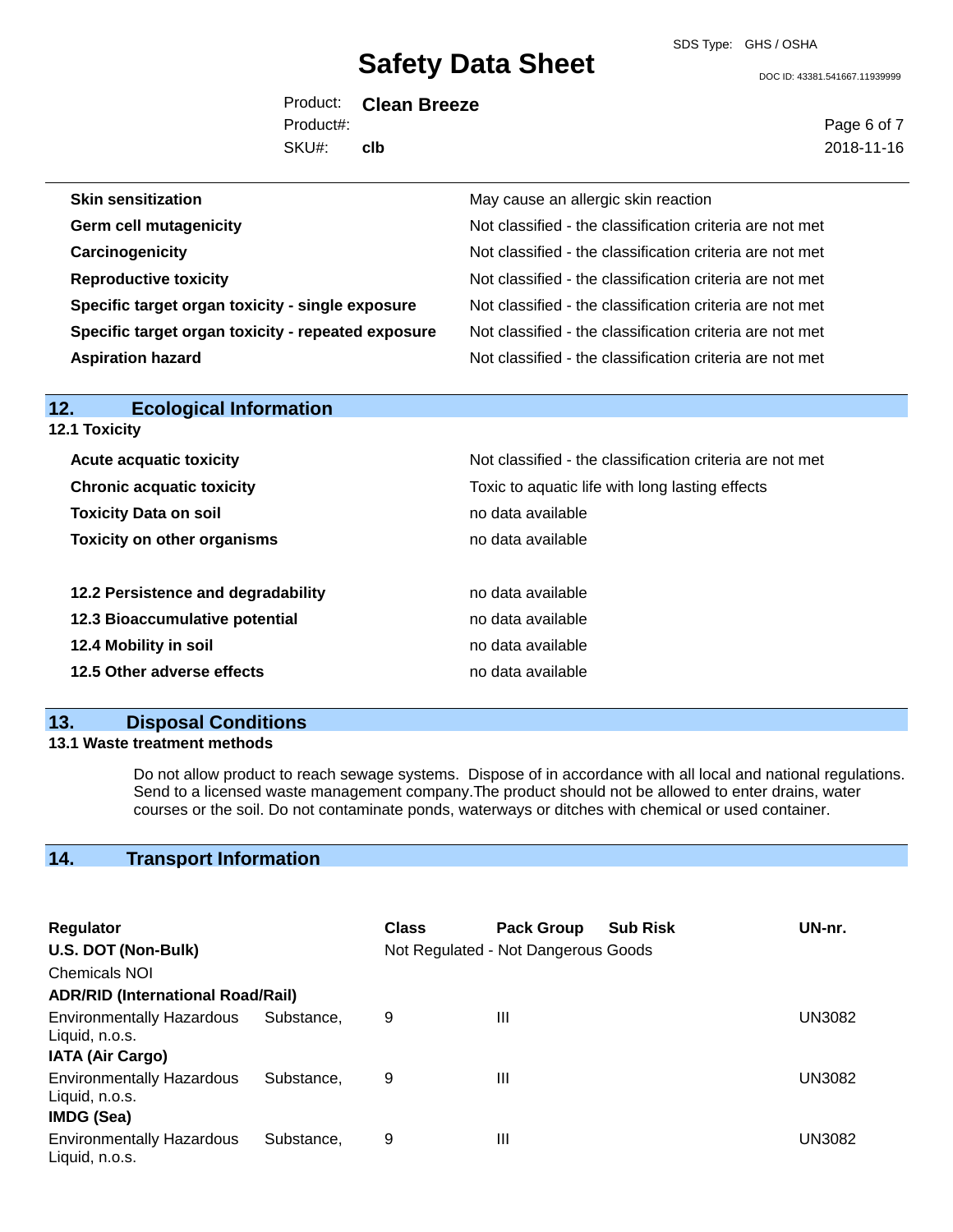| | |
|---|---|
| **Skin sensitization** | May cause an allergic skin reaction |
| **Germ cell mutagenicity** | Not classified - the classification criteria are not met |
| **Carcinogenicity** | Not classified - the classification criteria are not met |
| **Reproductive toxicity** | Not classified - the classification criteria are not met |
| **Specific target organ toxicity - single exposure** | Not classified - the classification criteria are not met |
| **Specific target organ toxicity - repeated exposure** | Not classified - the classification criteria are not met |
| **Aspiration hazard** | Not classified - the classification criteria are not met |

## 12. Ecological Information

### 12.1 Toxicity

| | |
|---|---|
| **Acute acquatic toxicity** | Not classified - the classification criteria are not met |
| **Chronic acquatic toxicity** | Toxic to aquatic life with long lasting effects |
| **Toxicity Data on soil** | no data available |
| **Toxicity on other organisms** | no data available |

| | |
|---|---|
| **12.2 Persistence and degradability** | no data available |
| **12.3 Bioaccumulative potential** | no data available |
| **12.4 Mobility in soil** | no data available |
| **12.5 Other adverse effects** | no data available |

## 13. Disposal Conditions

### 13.1 Waste treatment methods

Do not allow product to reach sewage systems. Dispose of in accordance with all local and national regulations. Send to a licensed waste management company.The product should not be allowed to enter drains, water courses or the soil. Do not contaminate ponds, waterways or ditches with chemical or used container.

## 14. Transport Information

| Regulator | Class | Pack Group | Sub Risk | UN-nr. |
|---|---|---|---|---|
| **U.S. DOT (Non-Bulk)** | Not Regulated - Not Dangerous Goods | | | |
| Chemicals NOI | | | | |
| **ADR/RID (International Road/Rail)** | | | | |
| Environmentally Hazardous Substance, Liquid, n.o.s. | 9 | III | | UN3082 |
| **IATA (Air Cargo)** | | | | |
| Environmentally Hazardous Substance, Liquid, n.o.s. | 9 | III | | UN3082 |
| **IMDG (Sea)** | | | | |
| Environmentally Hazardous Substance, Liquid, n.o.s. | 9 | III | | UN3082 |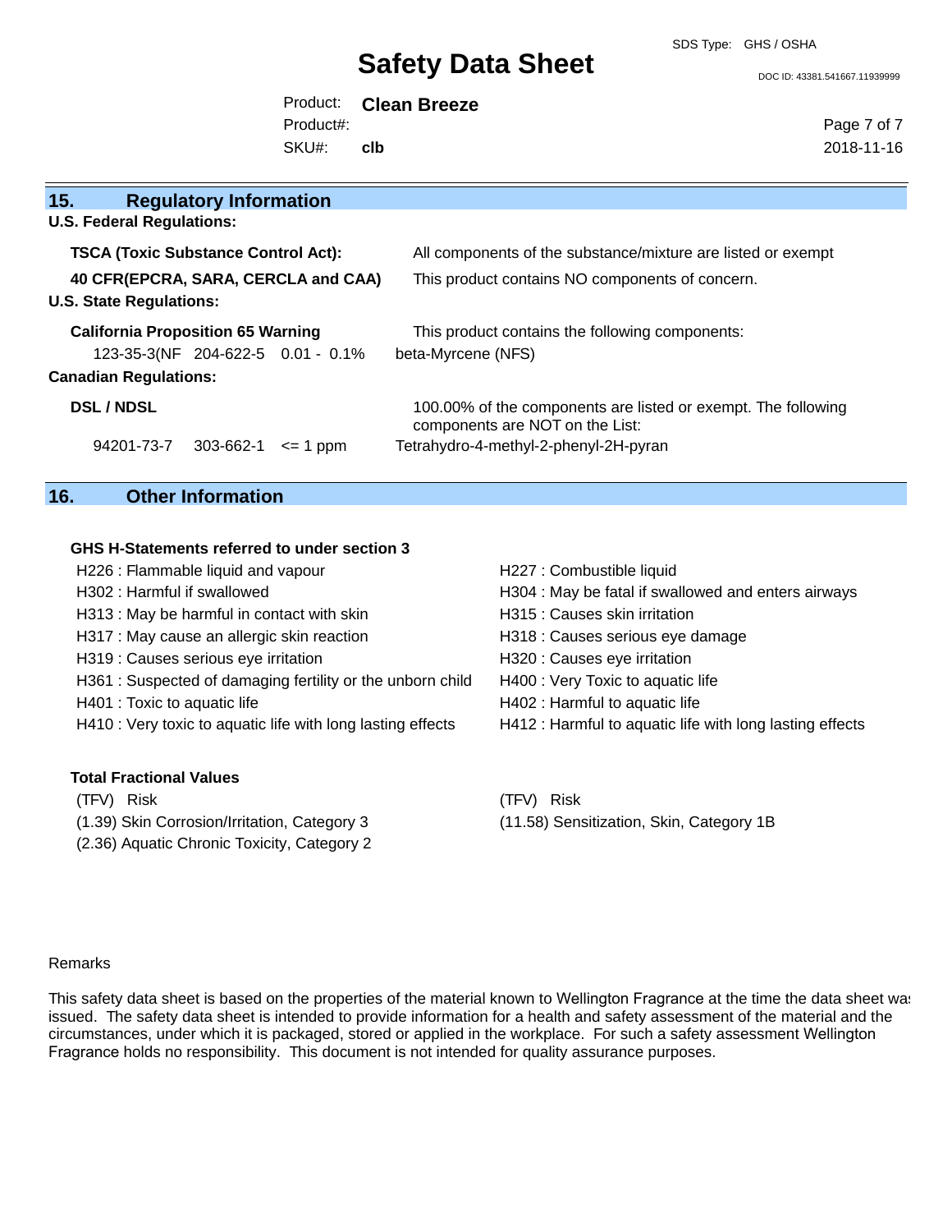## 15. Regulatory Information

**U.S. Federal Regulations:**

| | |
|---|---|
| **TSCA (Toxic Substance Control Act):** | All components of the substance/mixture are listed or exempt |
| **40 CFR(EPCRA, SARA, CERCLA and CAA)** | This product contains NO components of concern. |

**U.S. State Regulations:**

**California Proposition 65 Warning** — This product contains the following components:

| | | | |
|---|---|---|---|
| 123-35-3(NF | 204-622-5 | 0.01 - 0.1% | beta-Myrcene (NFS) |

**Canadian Regulations:**

**DSL / NDSL** — 100.00% of the components are listed or exempt. The following components are NOT on the List:

| | | | |
|---|---|---|---|
| 94201-73-7 | 303-662-1 | <= 1 ppm | Tetrahydro-4-methyl-2-phenyl-2H-pyran |

## 16. Other Information

**GHS H-Statements referred to under section 3**

- H226 : Flammable liquid and vapour
- H227 : Combustible liquid
- H302 : Harmful if swallowed
- H304 : May be fatal if swallowed and enters airways
- H313 : May be harmful in contact with skin
- H315 : Causes skin irritation
- H317 : May cause an allergic skin reaction
- H318 : Causes serious eye damage
- H319 : Causes serious eye irritation
- H320 : Causes eye irritation
- H361 : Suspected of damaging fertility or the unborn child
- H400 : Very Toxic to aquatic life
- H401 : Toxic to aquatic life
- H402 : Harmful to aquatic life
- H410 : Very toxic to aquatic life with long lasting effects
- H412 : Harmful to aquatic life with long lasting effects

**Total Fractional Values**

| (TFV) | Risk |
|---|---|
| (1.39) | Skin Corrosion/Irritation, Category 3 |
| (11.58) | Sensitization, Skin, Category 1B |
| (2.36) | Aquatic Chronic Toxicity, Category 2 |

Remarks

This safety data sheet is based on the properties of the material known to Wellington Fragrance at the time the data sheet was issued. The safety data sheet is intended to provide information for a health and safety assessment of the material and the circumstances, under which it is packaged, stored or applied in the workplace. For such a safety assessment Wellington Fragrance holds no responsibility. This document is not intended for quality assurance purposes.